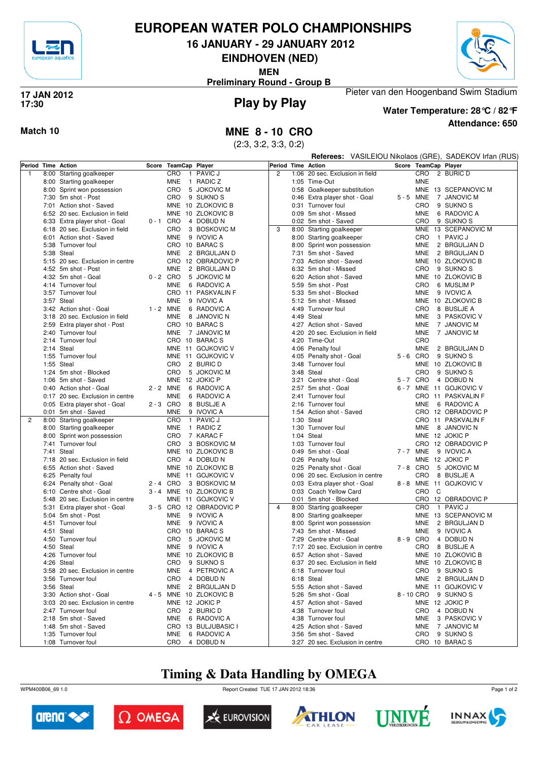# EUROPEAN WATER POLO CHAMPIONSHIPS

## 16 JANUARY - 29 JANUARY 2012

## EINDHOVEN (NED)

**MEN**

**Preliminary Round - Group B**

**17 JAN 2012**
**17:30**

## Play by Play

Pieter van den Hoogenband Swim Stadium

**Water Temperature: 28 °C / 82 °F**

**Attendance: 650**

**Match 10**

## MNE 8 - 10 CRO

(2:3, 3:2, 3:3, 0:2)

**Referees:** VASILEIOU Nikolaos (GRE), SADEKOV Irfan (RUS)

| Period | Time | Action | Score | TeamCap | Player |
|---|---|---|---|---|---|
| 1 | 8:00 | Starting goalkeeper | | CRO 1 | PAVIC J |
| | 8:00 | Starting goalkeeper | | MNE 1 | RADIC Z |
| | 8:00 | Sprint won possession | | CRO 5 | JOKOVIC M |
| | 7:30 | 5m shot - Post | | CRO 9 | SUKNO S |
| | 7:01 | Action shot - Saved | | MNE 10 | ZLOKOVIC B |
| | 6:52 | 20 sec. Exclusion in field | | MNE 10 | ZLOKOVIC B |
| | 6:33 | Extra player shot - Goal | 0 - 1 | CRO 4 | DOBUD N |
| | 6:18 | 20 sec. Exclusion in field | | CRO 3 | BOSKOVIC M |
| | 6:01 | Action shot - Saved | | MNE 9 | IVOVIC A |
| | 5:38 | Turnover foul | | CRO 10 | BARAC S |
| | 5:38 | Steal | | MNE 2 | BRGULJAN D |
| | 5:15 | 20 sec. Exclusion in centre | | CRO 12 | OBRADOVIC P |
| | 4:52 | 5m shot - Post | | MNE 2 | BRGULJAN D |
| | 4:32 | 5m shot - Goal | 0 - 2 | CRO 5 | JOKOVIC M |
| | 4:14 | Turnover foul | | MNE 6 | RADOVIC A |
| | 3:57 | Turnover foul | | CRO 11 | PASKVALIN F |
| | 3:57 | Steal | | MNE 9 | IVOVIC A |
| | 3:42 | Action shot - Goal | 1 - 2 | MNE 6 | RADOVIC A |
| | 3:18 | 20 sec. Exclusion in field | | MNE 8 | JANOVIC N |
| | 2:59 | Extra player shot - Post | | CRO 10 | BARAC S |
| | 2:40 | Turnover foul | | MNE 7 | JANOVIC M |
| | 2:14 | Turnover foul | | CRO 10 | BARAC S |
| | 2:14 | Steal | | MNE 11 | GOJKOVIC V |
| | 1:55 | Turnover foul | | MNE 11 | GOJKOVIC V |
| | 1:55 | Steal | | CRO 2 | BURIC D |
| | 1:24 | 5m shot - Blocked | | CRO 5 | JOKOVIC M |
| | 1:06 | 5m shot - Saved | | MNE 12 | JOKIC P |
| | 0:40 | Action shot - Goal | 2 - 2 | MNE 6 | RADOVIC A |
| | 0:17 | 20 sec. Exclusion in centre | | MNE 6 | RADOVIC A |
| | 0:05 | Extra player shot - Goal | 2 - 3 | CRO 8 | BUSLJE A |
| | 0:01 | 5m shot - Saved | | MNE 9 | IVOVIC A |
| 2 | 8:00 | Starting goalkeeper | | CRO 1 | PAVIC J |
| | 8:00 | Starting goalkeeper | | MNE 1 | RADIC Z |
| | 8:00 | Sprint won possession | | CRO 7 | KARAC F |
| | 7:41 | Turnover foul | | CRO 3 | BOSKOVIC M |
| | 7:41 | Steal | | MNE 10 | ZLOKOVIC B |
| | 7:18 | 20 sec. Exclusion in field | | CRO 4 | DOBUD N |
| | 6:55 | Action shot - Saved | | MNE 10 | ZLOKOVIC B |
| | 6:25 | Penalty foul | | MNE 11 | GOJKOVIC V |
| | 6:24 | Penalty shot - Goal | 2 - 4 | CRO 3 | BOSKOVIC M |
| | 6:10 | Centre shot - Goal | 3 - 4 | MNE 10 | ZLOKOVIC B |
| | 5:48 | 20 sec. Exclusion in centre | | MNE 11 | GOJKOVIC V |
| | 5:31 | Extra player shot - Goal | 3 - 5 | CRO 12 | OBRADOVIC P |
| | 5:04 | 5m shot - Post | | MNE 9 | IVOVIC A |
| | 4:51 | Turnover foul | | MNE 9 | IVOVIC A |
| | 4:51 | Steal | | CRO 10 | BARAC S |
| | 4:50 | Turnover foul | | CRO 5 | JOKOVIC M |
| | 4:50 | Steal | | MNE 9 | IVOVIC A |
| | 4:26 | Turnover foul | | MNE 10 | ZLOKOVIC B |
| | 4:26 | Steal | | CRO 9 | SUKNO S |
| | 3:58 | 20 sec. Exclusion in centre | | MNE 4 | PETROVIC A |
| | 3:56 | Turnover foul | | CRO 4 | DOBUD N |
| | 3:56 | Steal | | MNE 2 | BRGULJAN D |
| | 3:30 | Action shot - Goal | 4 - 5 | MNE 10 | ZLOKOVIC B |
| | 3:03 | 20 sec. Exclusion in centre | | MNE 12 | JOKIC P |
| | 2:47 | Turnover foul | | CRO 2 | BURIC D |
| | 2:18 | 5m shot - Saved | | MNE 6 | RADOVIC A |
| | 1:48 | 5m shot - Saved | | CRO 13 | BULJUBASIC I |
| | 1:35 | Turnover foul | | MNE 6 | RADOVIC A |
| | 1:08 | Turnover foul | | CRO 4 | DOBUD N |
| | 1:06 | 20 sec. Exclusion in field | | CRO 2 | BURIC D |
| | 1:05 | Time-Out | | MNE | |
| | 0:58 | Goalkeeper substitution | | MNE 13 | SCEPANOVIC M |
| | 0:46 | Extra player shot - Goal | 5 - 5 | MNE 7 | JANOVIC M |
| | 0:31 | Turnover foul | | CRO 9 | SUKNO S |
| | 0:09 | 5m shot - Missed | | MNE 6 | RADOVIC A |
| | 0:02 | 5m shot - Saved | | CRO 9 | SUKNO S |
| 3 | 8:00 | Starting goalkeeper | | MNE 13 | SCEPANOVIC M |
| | 8:00 | Starting goalkeeper | | CRO 1 | PAVIC J |
| | 8:00 | Sprint won possession | | MNE 2 | BRGULJAN D |
| | 7:31 | 5m shot - Saved | | MNE 2 | BRGULJAN D |
| | 7:03 | Action shot - Saved | | MNE 10 | ZLOKOVIC B |
| | 6:32 | 5m shot - Missed | | CRO 9 | SUKNO S |
| | 6:20 | Action shot - Saved | | MNE 10 | ZLOKOVIC B |
| | 5:59 | 5m shot - Post | | CRO 6 | MUSLIM P |
| | 5:33 | 5m shot - Blocked | | MNE 9 | IVOVIC A |
| | 5:12 | 5m shot - Missed | | MNE 10 | ZLOKOVIC B |
| | 4:49 | Turnover foul | | CRO 8 | BUSLJE A |
| | 4:49 | Steal | | MNE 3 | PASKOVIC V |
| | 4:27 | Action shot - Saved | | MNE 7 | JANOVIC M |
| | 4:20 | 20 sec. Exclusion in field | | MNE 7 | JANOVIC M |
| | 4:20 | Time-Out | | CRO | |
| | 4:06 | Penalty foul | | MNE 2 | BRGULJAN D |
| | 4:05 | Penalty shot - Goal | 5 - 6 | CRO 9 | SUKNO S |
| | 3:48 | Turnover foul | | MNE 10 | ZLOKOVIC B |
| | 3:48 | Steal | | CRO 9 | SUKNO S |
| | 3:21 | Centre shot - Goal | 5 - 7 | CRO 4 | DOBUD N |
| | 2:57 | 5m shot - Goal | 6 - 7 | MNE 11 | GOJKOVIC V |
| | 2:41 | Turnover foul | | CRO 11 | PASKVALIN F |
| | 2:16 | Turnover foul | | MNE 6 | RADOVIC A |
| | 1:54 | Action shot - Saved | | CRO 12 | OBRADOVIC P |
| | 1:30 | Steal | | CRO 11 | PASKVALIN F |
| | 1:30 | Turnover foul | | MNE 8 | JANOVIC N |
| | 1:04 | Steal | | MNE 12 | JOKIC P |
| | 1:03 | Turnover foul | | CRO 12 | OBRADOVIC P |
| | 0:49 | 5m shot - Goal | 7 - 7 | MNE 9 | IVOVIC A |
| | 0:26 | Penalty foul | | MNE 12 | JOKIC P |
| | 0:25 | Penalty shot - Goal | 7 - 8 | CRO 5 | JOKOVIC M |
| | 0:06 | 20 sec. Exclusion in centre | | CRO 8 | BUSLJE A |
| | 0:03 | Extra player shot - Goal | 8 - 8 | MNE 11 | GOJKOVIC V |
| | 0:03 | Coach Yellow Card | | CRO C | |
| | 0:01 | 5m shot - Blocked | | CRO 12 | OBRADOVIC P |
| 4 | 8:00 | Starting goalkeeper | | CRO 1 | PAVIC J |
| | 8:00 | Starting goalkeeper | | MNE 13 | SCEPANOVIC M |
| | 8:00 | Sprint won possession | | MNE 2 | BRGULJAN D |
| | 7:43 | 5m shot - Missed | | MNE 9 | IVOVIC A |
| | 7:29 | Centre shot - Goal | 8 - 9 | CRO 4 | DOBUD N |
| | 7:17 | 20 sec. Exclusion in centre | | CRO 8 | BUSLJE A |
| | 6:57 | Action shot - Saved | | MNE 10 | ZLOKOVIC B |
| | 6:37 | 20 sec. Exclusion in field | | MNE 10 | ZLOKOVIC B |
| | 6:18 | Turnover foul | | CRO 9 | SUKNO S |
| | 6:18 | Steal | | MNE 2 | BRGULJAN D |
| | 5:55 | Action shot - Saved | | MNE 11 | GOJKOVIC V |
| | 5:26 | 5m shot - Goal | 8 - 10 | CRO 9 | SUKNO S |
| | 4:57 | Action shot - Saved | | MNE 12 | JOKIC P |
| | 4:38 | Turnover foul | | CRO 4 | DOBUD N |
| | 4:38 | Turnover foul | | MNE 3 | PASKOVIC V |
| | 4:25 | Action shot - Saved | | MNE 7 | JANOVIC M |
| | 3:56 | 5m shot - Saved | | CRO 9 | SUKNO S |
| | 3:27 | 20 sec. Exclusion in centre | | CRO 10 | BARAC S |

## Timing & Data Handling by OMEGA

WPM400B06_69 1.0 — Report Created TUE 17 JAN 2012 18:36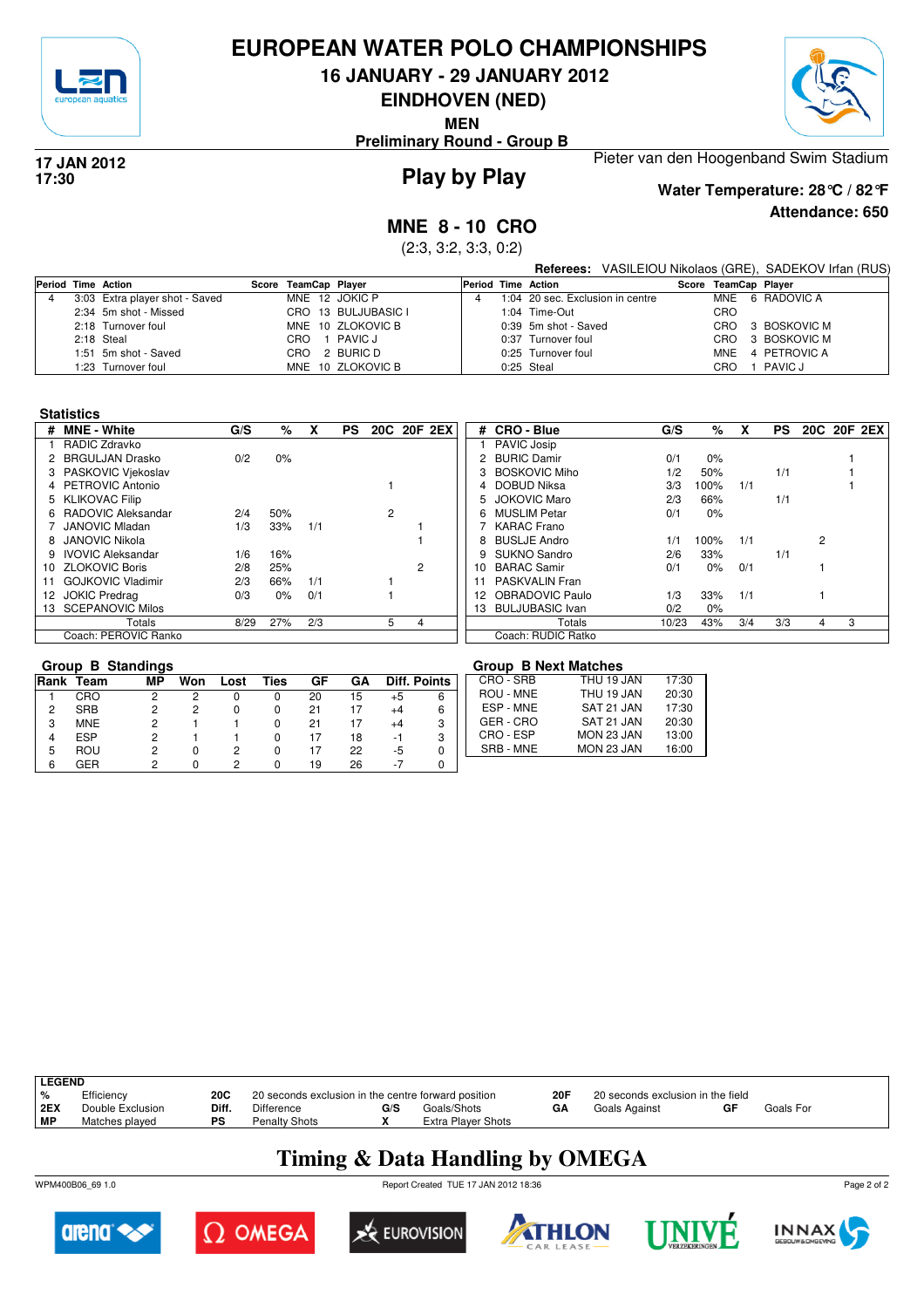# EUROPEAN WATER POLO CHAMPIONSHIPS

**16 JANUARY - 29 JANUARY 2012**

**EINDHOVEN (NED)**

**MEN**

**Preliminary Round - Group B**

**17 JAN 2012**
**17:30**

## Play by Play

Pieter van den Hoogenband Swim Stadium

**Water Temperature: 28°C / 82°F**

**Attendance: 650**

### MNE 8 - 10 CRO

(2:3, 3:2, 3:3, 0:2)

**Referees:** VASILEIOU Nikolaos (GRE), SADEKOV Irfan (RUS)

| Period | Time | Action | Score | TeamCap | Player |
|---|---|---|---|---|---|
| 4 | 3:03 | Extra player shot - Saved | | MNE 12 | JOKIC P |
| | 2:34 | 5m shot - Missed | | CRO 13 | BULJUBASIC I |
| | 2:18 | Turnover foul | | MNE 10 | ZLOKOVIC B |
| | 2:18 | Steal | | CRO 1 | PAVIC J |
| | 1:51 | 5m shot - Saved | | CRO 2 | BURIC D |
| | 1:23 | Turnover foul | | MNE 10 | ZLOKOVIC B |
| 4 | 1:04 | 20 sec. Exclusion in centre | | MNE 6 | RADOVIC A |
| | 1:04 | Time-Out | | CRO | |
| | 0:39 | 5m shot - Saved | | CRO 3 | BOSKOVIC M |
| | 0:37 | Turnover foul | | CRO 3 | BOSKOVIC M |
| | 0:25 | Turnover foul | | MNE 4 | PETROVIC A |
| | 0:25 | Steal | | CRO 1 | PAVIC J |

### Statistics

| # | MNE - White | G/S | % | X | PS | 20C | 20F | 2EX |
|---|---|---|---|---|---|---|---|---|
| 1 | RADIC Zdravko | | | | | | | |
| 2 | BRGULJAN Drasko | 0/2 | 0% | | | | | |
| 3 | PASKOVIC Vjekoslav | | | | | | | |
| 4 | PETROVIC Antonio | | | | | 1 | | |
| 5 | KLIKOVAC Filip | | | | | | | |
| 6 | RADOVIC Aleksandar | 2/4 | 50% | | | 2 | | |
| 7 | JANOVIC Mladan | 1/3 | 33% | 1/1 | | | 1 | |
| 8 | JANOVIC Nikola | | | | | | 1 | |
| 9 | IVOVIC Aleksandar | 1/6 | 16% | | | | | |
| 10 | ZLOKOVIC Boris | 2/8 | 25% | | | | 2 | |
| 11 | GOJKOVIC Vladimir | 2/3 | 66% | 1/1 | | 1 | | |
| 12 | JOKIC Predrag | 0/3 | 0% | 0/1 | | 1 | | |
| 13 | SCEPANOVIC Milos | | | | | | | |
| | Totals | 8/29 | 27% | 2/3 | | 5 | 4 | |
| | Coach: PEROVIC Ranko | | | | | | | |

| # | CRO - Blue | G/S | % | X | PS | 20C | 20F | 2EX |
|---|---|---|---|---|---|---|---|---|
| 1 | PAVIC Josip | | | | | | | |
| 2 | BURIC Damir | 0/1 | 0% | | | | 1 | |
| 3 | BOSKOVIC Miho | 1/2 | 50% | | 1/1 | | 1 | |
| 4 | DOBUD Niksa | 3/3 | 100% | 1/1 | | | 1 | |
| 5 | JOKOVIC Maro | 2/3 | 66% | | 1/1 | | | |
| 6 | MUSLIM Petar | 0/1 | 0% | | | | | |
| 7 | KARAC Frano | | | | | | | |
| 8 | BUSLJE Andro | 1/1 | 100% | 1/1 | | 2 | | |
| 9 | SUKNO Sandro | 2/6 | 33% | | 1/1 | | | |
| 10 | BARAC Samir | 0/1 | 0% | 0/1 | | 1 | | |
| 11 | PASKVALIN Fran | | | | | | | |
| 12 | OBRADOVIC Paulo | 1/3 | 33% | 1/1 | | 1 | | |
| 13 | BULJUBASIC Ivan | 0/2 | 0% | | | | | |
| | Totals | 10/23 | 43% | 3/4 | 3/3 | 4 | 3 | |
| | Coach: RUDIC Ratko | | | | | | | |

### Group B Standings

| Rank | Team | MP | Won | Lost | Ties | GF | GA | Diff. | Points |
|---|---|---|---|---|---|---|---|---|---|
| 1 | CRO | 2 | 2 | 0 | 0 | 20 | 15 | +5 | 6 |
| 2 | SRB | 2 | 2 | 0 | 0 | 21 | 17 | +4 | 6 |
| 3 | MNE | 2 | 1 | 1 | 0 | 21 | 17 | +4 | 3 |
| 4 | ESP | 2 | 1 | 1 | 0 | 17 | 18 | -1 | 3 |
| 5 | ROU | 2 | 0 | 2 | 0 | 17 | 22 | -5 | 0 |
| 6 | GER | 2 | 0 | 2 | 0 | 19 | 26 | -7 | 0 |

### Group B Next Matches

| | | |
|---|---|---|
| CRO - SRB | THU 19 JAN | 17:30 |
| ROU - MNE | THU 19 JAN | 20:30 |
| ESP - MNE | SAT 21 JAN | 17:30 |
| GER - CRO | SAT 21 JAN | 20:30 |
| CRO - ESP | MON 23 JAN | 13:00 |
| SRB - MNE | MON 23 JAN | 16:00 |

**LEGEND**

| | | | | | | | | | |
|---|---|---|---|---|---|---|---|---|---|
| % | Efficiency | 20C | 20 seconds exclusion in the centre forward position | | | 20F | 20 seconds exclusion in the field | | |
| 2EX | Double Exclusion | Diff. | Difference | G/S | Goals/Shots | GA | Goals Against | GF | Goals For |
| MP | Matches played | PS | Penalty Shots | X | Extra Player Shots | | | | |

## Timing & Data Handling by OMEGA

WPM400B06_69 1.0 — Report Created TUE 17 JAN 2012 18:36